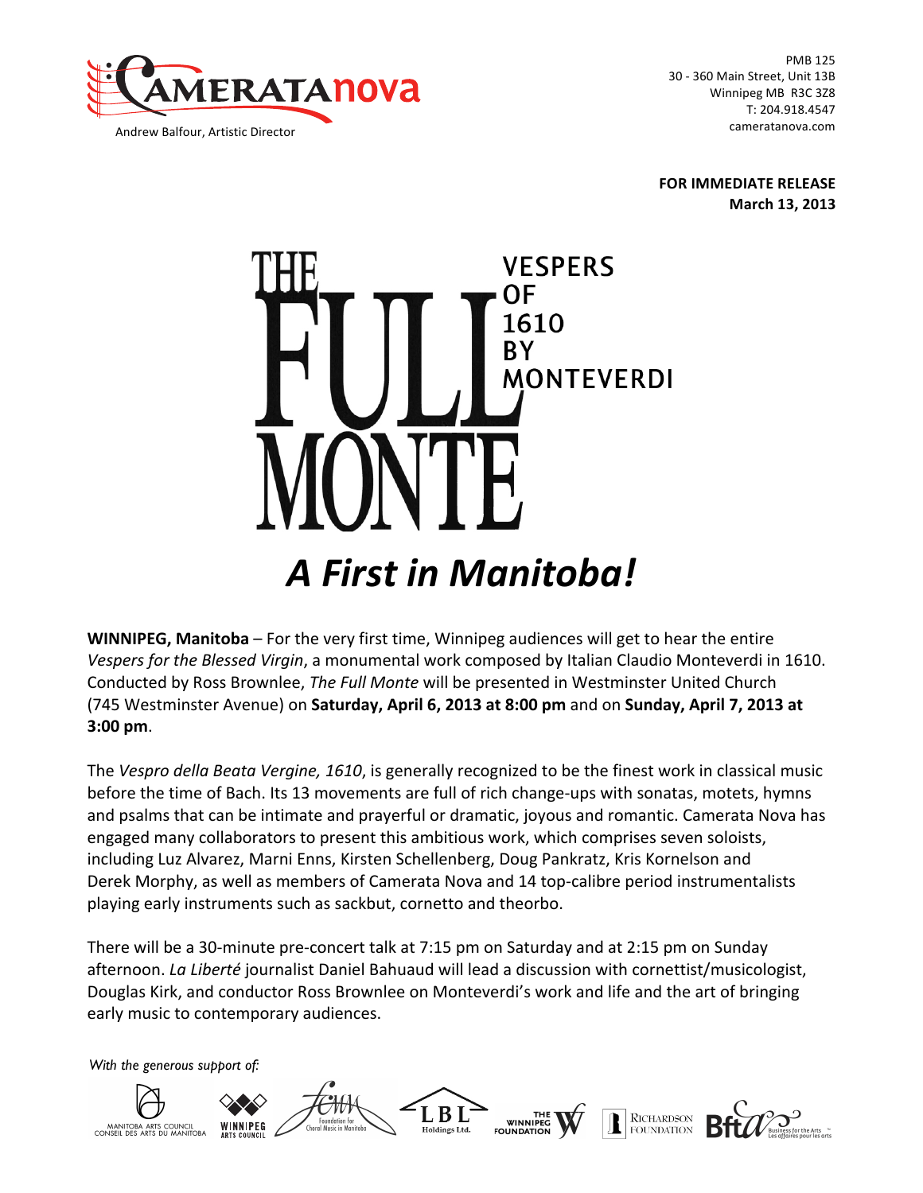CAMERATAnova

Andrew Balfour, Artistic Director

PMB 125
30 - 360 Main Street, Unit 13B
Winnipeg MB R3C 3Z8
T: 204.918.4547
cameratanova.com

**FOR IMMEDIATE RELEASE**
**March 13, 2013**

# THE FULL MONTE

## VESPERS OF 1610 BY MONTEVERDI

## *A First in Manitoba!*

**WINNIPEG, Manitoba** – For the very first time, Winnipeg audiences will get to hear the entire *Vespers for the Blessed Virgin*, a monumental work composed by Italian Claudio Monteverdi in 1610. Conducted by Ross Brownlee, *The Full Monte* will be presented in Westminster United Church (745 Westminster Avenue) on **Saturday, April 6, 2013 at 8:00 pm** and on **Sunday, April 7, 2013 at 3:00 pm**.

The *Vespro della Beata Vergine, 1610*, is generally recognized to be the finest work in classical music before the time of Bach. Its 13 movements are full of rich change-ups with sonatas, motets, hymns and psalms that can be intimate and prayerful or dramatic, joyous and romantic. Camerata Nova has engaged many collaborators to present this ambitious work, which comprises seven soloists, including Luz Alvarez, Marni Enns, Kirsten Schellenberg, Doug Pankratz, Kris Kornelson and Derek Morphy, as well as members of Camerata Nova and 14 top-calibre period instrumentalists playing early instruments such as sackbut, cornetto and theorbo.

There will be a 30-minute pre-concert talk at 7:15 pm on Saturday and at 2:15 pm on Sunday afternoon. *La Liberté* journalist Daniel Bahuaud will lead a discussion with cornettist/musicologist, Douglas Kirk, and conductor Ross Brownlee on Monteverdi's work and life and the art of bringing early music to contemporary audiences.

*With the generous support of:*

Manitoba Arts Council / Conseil des Arts du Manitoba · Winnipeg Arts Council · Foundation for Choral Music in Manitoba · LBL Holdings Ltd. · The Winnipeg Foundation · Richardson Foundation · Business for the Arts / Les affaires pour les arts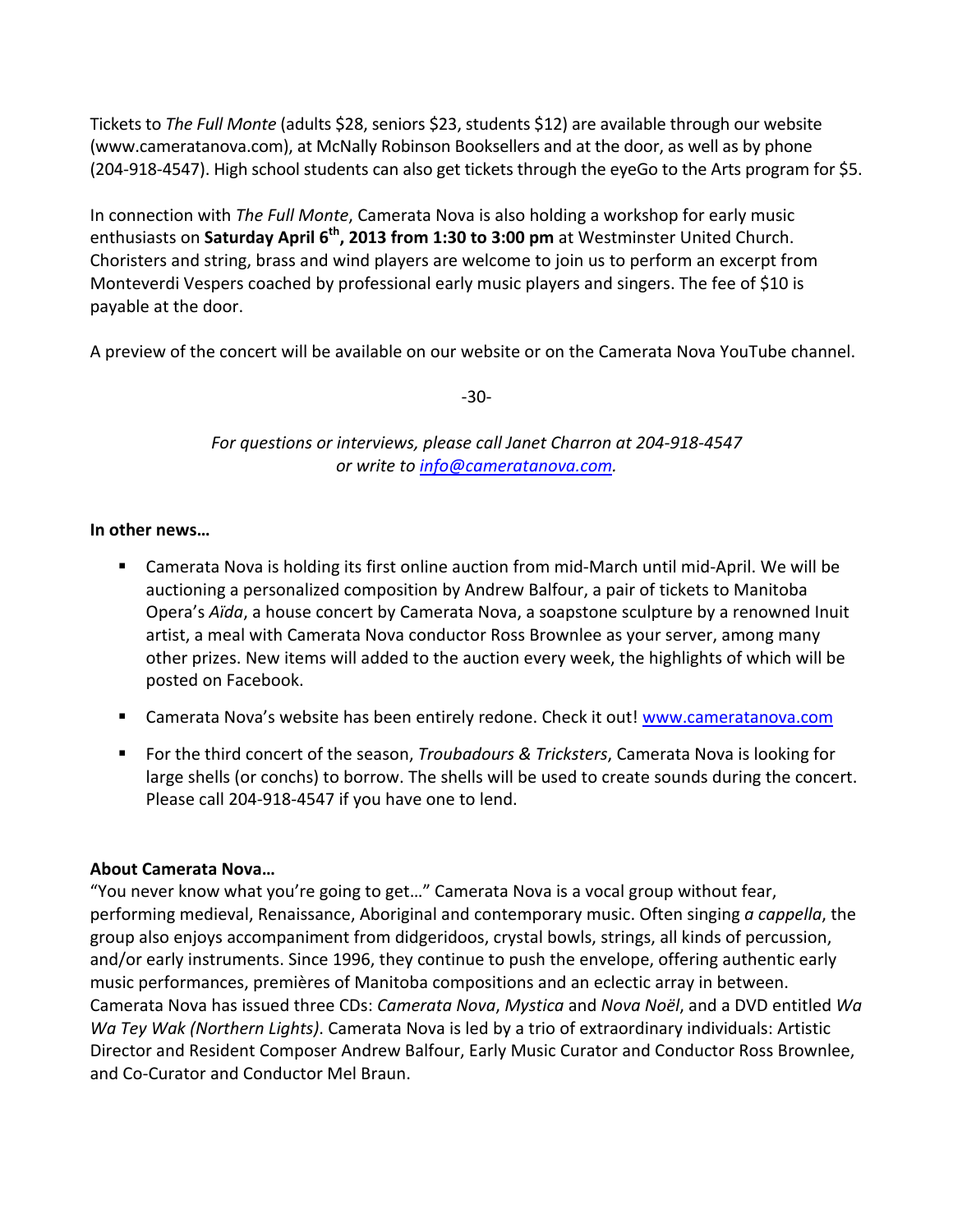Tickets to *The Full Monte* (adults $28, seniors $23, students $12) are available through our website (www.cameratanova.com), at McNally Robinson Booksellers and at the door, as well as by phone (204-918-4547). High school students can also get tickets through the eyeGo to the Arts program for $5.

In connection with *The Full Monte*, Camerata Nova is also holding a workshop for early music enthusiasts on **Saturday April 6th, 2013 from 1:30 to 3:00 pm** at Westminster United Church. Choristers and string, brass and wind players are welcome to join us to perform an excerpt from Monteverdi Vespers coached by professional early music players and singers. The fee of $10 is payable at the door.

A preview of the concert will be available on our website or on the Camerata Nova YouTube channel.

-30-

*For questions or interviews, please call Janet Charron at 204-918-4547 or write to [info@cameratanova.com](mailto:info@cameratanova.com).*

**In other news…**

- Camerata Nova is holding its first online auction from mid-March until mid-April. We will be auctioning a personalized composition by Andrew Balfour, a pair of tickets to Manitoba Opera's *Aïda*, a house concert by Camerata Nova, a soapstone sculpture by a renowned Inuit artist, a meal with Camerata Nova conductor Ross Brownlee as your server, among many other prizes. New items will added to the auction every week, the highlights of which will be posted on Facebook.
- Camerata Nova's website has been entirely redone. Check it out! [www.cameratanova.com](http://www.cameratanova.com)
- For the third concert of the season, *Troubadours & Tricksters*, Camerata Nova is looking for large shells (or conchs) to borrow. The shells will be used to create sounds during the concert. Please call 204-918-4547 if you have one to lend.

**About Camerata Nova…**

"You never know what you're going to get…" Camerata Nova is a vocal group without fear, performing medieval, Renaissance, Aboriginal and contemporary music. Often singing *a cappella*, the group also enjoys accompaniment from didgeridoos, crystal bowls, strings, all kinds of percussion, and/or early instruments. Since 1996, they continue to push the envelope, offering authentic early music performances, premières of Manitoba compositions and an eclectic array in between. Camerata Nova has issued three CDs: *Camerata Nova*, *Mystica* and *Nova Noël*, and a DVD entitled *Wa Wa Tey Wak (Northern Lights)*. Camerata Nova is led by a trio of extraordinary individuals: Artistic Director and Resident Composer Andrew Balfour, Early Music Curator and Conductor Ross Brownlee, and Co-Curator and Conductor Mel Braun.